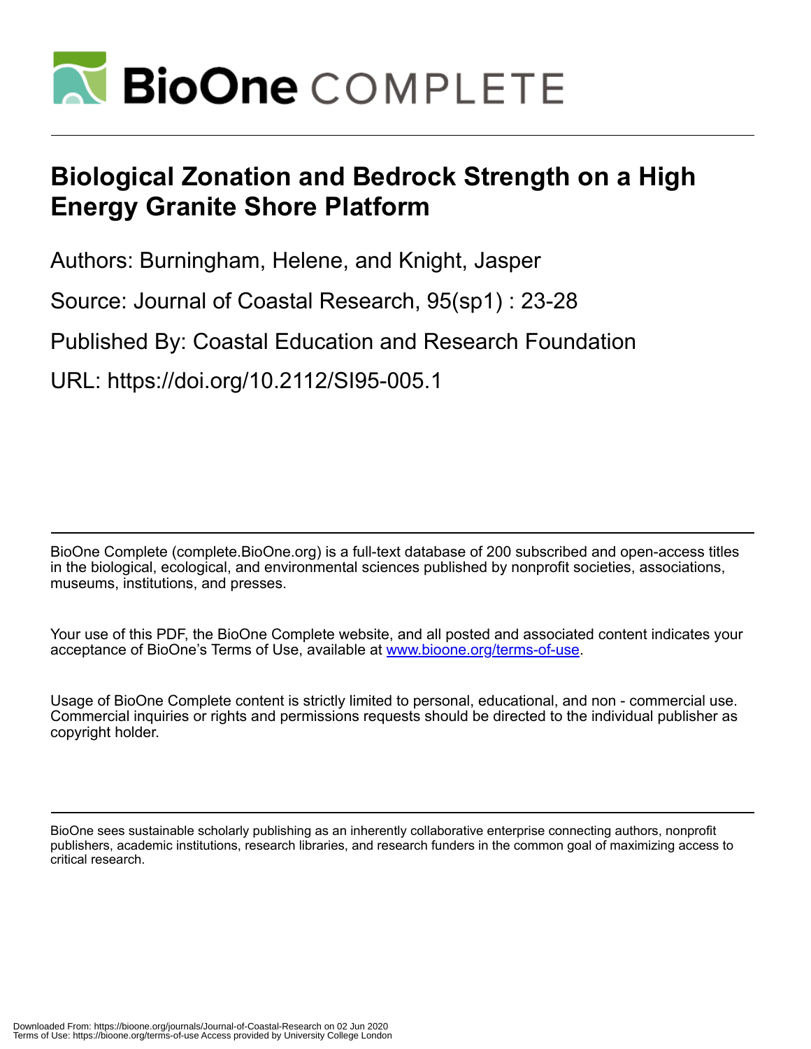# Biological Zonation and Bedrock Strength on a High Energy Granite Shore Platform

Authors: Burningham, Helene, and Knight, Jasper

Source: Journal of Coastal Research, 95(sp1) : 23-28

Published By: Coastal Education and Research Foundation

URL: https://doi.org/10.2112/SI95-005.1

BioOne Complete (complete.BioOne.org) is a full-text database of 200 subscribed and open-access titles in the biological, ecological, and environmental sciences published by nonprofit societies, associations, museums, institutions, and presses.

Your use of this PDF, the BioOne Complete website, and all posted and associated content indicates your acceptance of BioOne's Terms of Use, available at www.bioone.org/terms-of-use.

Usage of BioOne Complete content is strictly limited to personal, educational, and non - commercial use. Commercial inquiries or rights and permissions requests should be directed to the individual publisher as copyright holder.

BioOne sees sustainable scholarly publishing as an inherently collaborative enterprise connecting authors, nonprofit publishers, academic institutions, research libraries, and research funders in the common goal of maximizing access to critical research.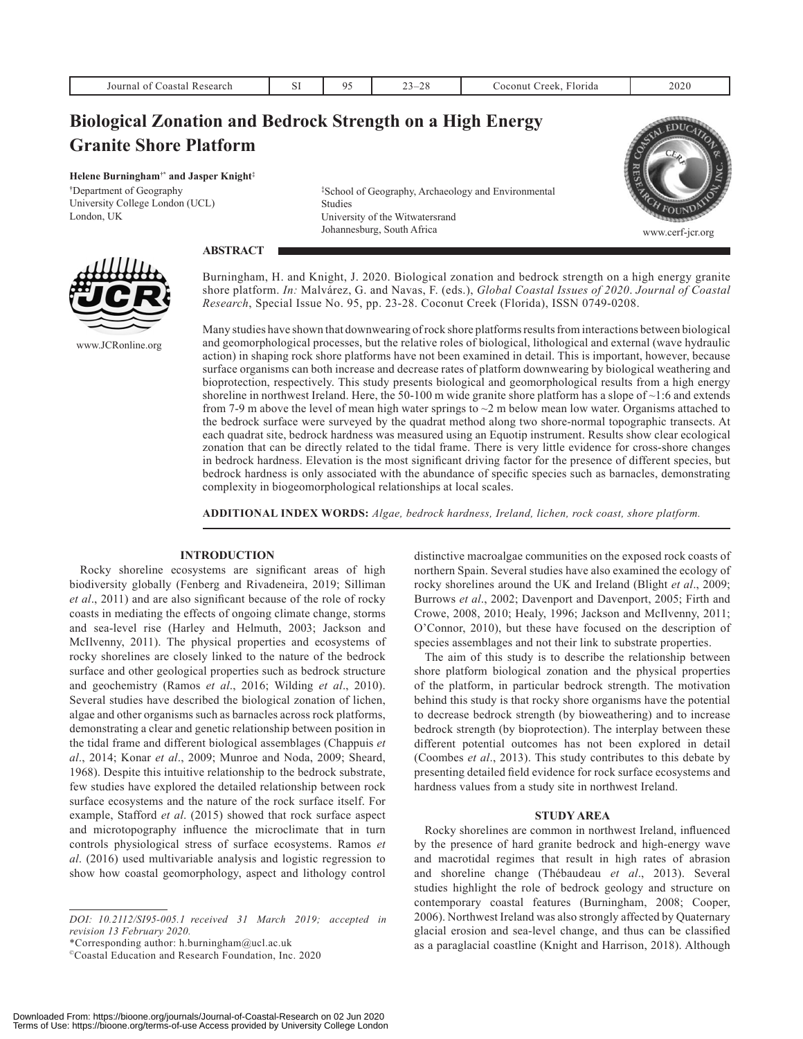# Biological Zonation and Bedrock Strength on a High Energy Granite Shore Platform

**Helene Burningham[†*] and Jasper Knight[‡]**

[†]Department of Geography
University College London (UCL)
London, UK

[‡]School of Geography, Archaeology and Environmental Studies
University of the Witwatersrand
Johannesburg, South Africa

www.cerf-jcr.org

www.JCRonline.org

## ABSTRACT

Burningham, H. and Knight, J. 2020. Biological zonation and bedrock strength on a high energy granite shore platform. *In:* Malvárez, G. and Navas, F. (eds.), *Global Coastal Issues of 2020*. *Journal of Coastal Research*, Special Issue No. 95, pp. 23-28. Coconut Creek (Florida), ISSN 0749-0208.

Many studies have shown that downwearing of rock shore platforms results from interactions between biological and geomorphological processes, but the relative roles of biological, lithological and external (wave hydraulic action) in shaping rock shore platforms have not been examined in detail. This is important, however, because surface organisms can both increase and decrease rates of platform downwearing by biological weathering and bioprotection, respectively. This study presents biological and geomorphological results from a high energy shoreline in northwest Ireland. Here, the 50-100 m wide granite shore platform has a slope of ~1:6 and extends from 7-9 m above the level of mean high water springs to ~2 m below mean low water. Organisms attached to the bedrock surface were surveyed by the quadrat method along two shore-normal topographic transects. At each quadrat site, bedrock hardness was measured using an Equotip instrument. Results show clear ecological zonation that can be directly related to the tidal frame. There is very little evidence for cross-shore changes in bedrock hardness. Elevation is the most significant driving factor for the presence of different species, but bedrock hardness is only associated with the abundance of specific species such as barnacles, demonstrating complexity in biogeomorphological relationships at local scales.

**ADDITIONAL INDEX WORDS:** *Algae, bedrock hardness, Ireland, lichen, rock coast, shore platform.*

## INTRODUCTION

Rocky shoreline ecosystems are significant areas of high biodiversity globally (Fenberg and Rivadeneira, 2019; Silliman *et al*., 2011) and are also significant because of the role of rocky coasts in mediating the effects of ongoing climate change, storms and sea-level rise (Harley and Helmuth, 2003; Jackson and McIlvenny, 2011). The physical properties and ecosystems of rocky shorelines are closely linked to the nature of the bedrock surface and other geological properties such as bedrock structure and geochemistry (Ramos *et al*., 2016; Wilding *et al*., 2010). Several studies have described the biological zonation of lichen, algae and other organisms such as barnacles across rock platforms, demonstrating a clear and genetic relationship between position in the tidal frame and different biological assemblages (Chappuis *et al*., 2014; Konar *et al*., 2009; Munroe and Noda, 2009; Sheard, 1968). Despite this intuitive relationship to the bedrock substrate, few studies have explored the detailed relationship between rock surface ecosystems and the nature of the rock surface itself. For example, Stafford *et al*. (2015) showed that rock surface aspect and microtopography influence the microclimate that in turn controls physiological stress of surface ecosystems. Ramos *et al*. (2016) used multivariable analysis and logistic regression to show how coastal geomorphology, aspect and lithology control distinctive macroalgae communities on the exposed rock coasts of northern Spain. Several studies have also examined the ecology of rocky shorelines around the UK and Ireland (Blight *et al*., 2009; Burrows *et al*., 2002; Davenport and Davenport, 2005; Firth and Crowe, 2008, 2010; Healy, 1996; Jackson and McIlvenny, 2011; O'Connor, 2010), but these have focused on the description of species assemblages and not their link to substrate properties.

The aim of this study is to describe the relationship between shore platform biological zonation and the physical properties of the platform, in particular bedrock strength. The motivation behind this study is that rocky shore organisms have the potential to decrease bedrock strength (by bioweathering) and to increase bedrock strength (by bioprotection). The interplay between these different potential outcomes has not been explored in detail (Coombes *et al*., 2013). This study contributes to this debate by presenting detailed field evidence for rock surface ecosystems and hardness values from a study site in northwest Ireland.

## STUDY AREA

Rocky shorelines are common in northwest Ireland, influenced by the presence of hard granite bedrock and high-energy wave and macrotidal regimes that result in high rates of abrasion and shoreline change (Thébaudeau *et al*., 2013). Several studies highlight the role of bedrock geology and structure on contemporary coastal features (Burningham, 2008; Cooper, 2006). Northwest Ireland was also strongly affected by Quaternary glacial erosion and sea-level change, and thus can be classified as a paraglacial coastline (Knight and Harrison, 2018). Although

*DOI: 10.2112/SI95-005.1 received 31 March 2019; accepted in revision 13 February 2020.*

*Corresponding author: h.burningham@ucl.ac.uk

©Coastal Education and Research Foundation, Inc. 2020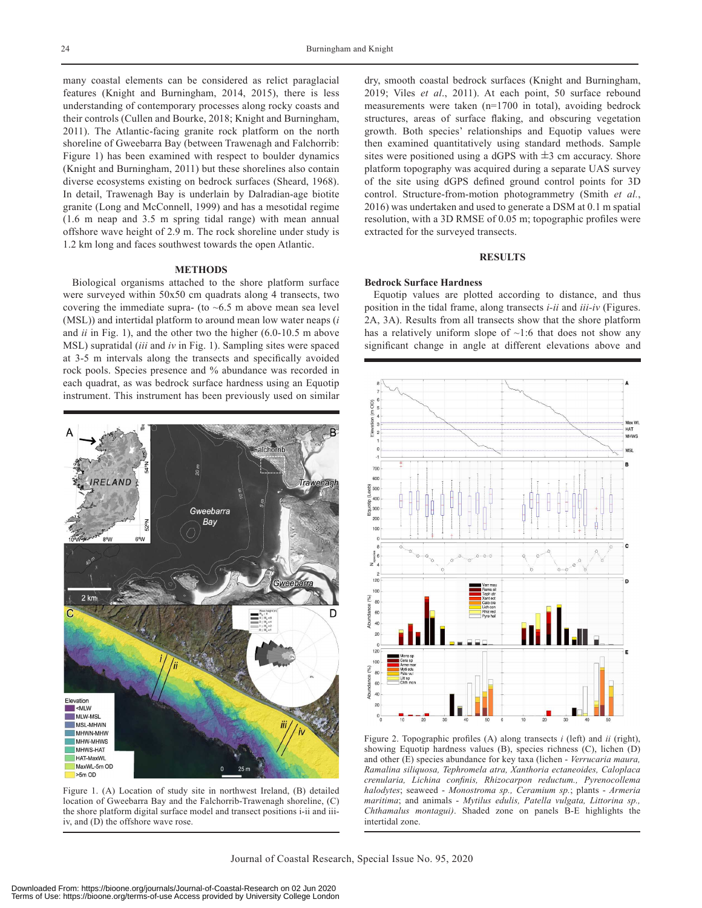many coastal elements can be considered as relict paraglacial features (Knight and Burningham, 2014, 2015), there is less understanding of contemporary processes along rocky coasts and their controls (Cullen and Bourke, 2018; Knight and Burningham, 2011). The Atlantic-facing granite rock platform on the north shoreline of Gweebarra Bay (between Trawenagh and Falchorrib: Figure 1) has been examined with respect to boulder dynamics (Knight and Burningham, 2011) but these shorelines also contain diverse ecosystems existing on bedrock surfaces (Sheard, 1968). In detail, Trawenagh Bay is underlain by Dalradian-age biotite granite (Long and McConnell, 1999) and has a mesotidal regime (1.6 m neap and 3.5 m spring tidal range) with mean annual offshore wave height of 2.9 m. The rock shoreline under study is 1.2 km long and faces southwest towards the open Atlantic.

## METHODS

Biological organisms attached to the shore platform surface were surveyed within 50x50 cm quadrats along 4 transects, two covering the immediate supra- (to ~6.5 m above mean sea level (MSL)) and intertidal platform to around mean low water neaps (*i* and *ii* in Fig. 1), and the other two the higher (6.0-10.5 m above MSL) supratidal (*iii* and *iv* in Fig. 1). Sampling sites were spaced at 3-5 m intervals along the transects and specifically avoided rock pools. Species presence and % abundance was recorded in each quadrat, as was bedrock surface hardness using an Equotip instrument. This instrument has been previously used on similar dry, smooth coastal bedrock surfaces (Knight and Burningham, 2019; Viles *et al.*, 2011). At each point, 50 surface rebound measurements were taken (n=1700 in total), avoiding bedrock structures, areas of surface flaking, and obscuring vegetation growth. Both species' relationships and Equotip values were then examined quantitatively using standard methods. Sample sites were positioned using a dGPS with ±3 cm accuracy. Shore platform topography was acquired during a separate UAS survey of the site using dGPS defined ground control points for 3D control. Structure-from-motion photogrammetry (Smith *et al.*, 2016) was undertaken and used to generate a DSM at 0.1 m spatial resolution, with a 3D RMSE of 0.05 m; topographic profiles were extracted for the surveyed transects.

Figure 1. (A) Location of study site in northwest Ireland, (B) detailed location of Gweebarra Bay and the Falchorrib-Trawenagh shoreline, (C) the shore platform digital surface model and transect positions i-ii and iii-iv, and (D) the offshore wave rose.

## RESULTS

### Bedrock Surface Hardness

Equotip values are plotted according to distance, and thus position in the tidal frame, along transects *i-ii* and *iii-iv* (Figures. 2A, 3A). Results from all transects show that the shore platform has a relatively uniform slope of ~1:6 that does not show any significant change in angle at different elevations above and

Figure 2. Topographic profiles (A) along transects *i* (left) and *ii* (right), showing Equotip hardness values (B), species richness (C), lichen (D) and other (E) species abundance for key taxa (lichen - *Verrucaria maura, Ramalina siliquosa, Tephromela atra, Xanthoria ectaneoides, Caloplaca crenularia, Lichina confinis, Rhizocarpon reductum., Pyrenocollema halodytes*; seaweed - *Monostroma sp., Ceramium sp.*; plants - *Armeria maritima*; and animals - *Mytilus edulis, Patella vulgata, Littorina sp., Chthamalus montagui)*. Shaded zone on panels B-E highlights the intertidal zone.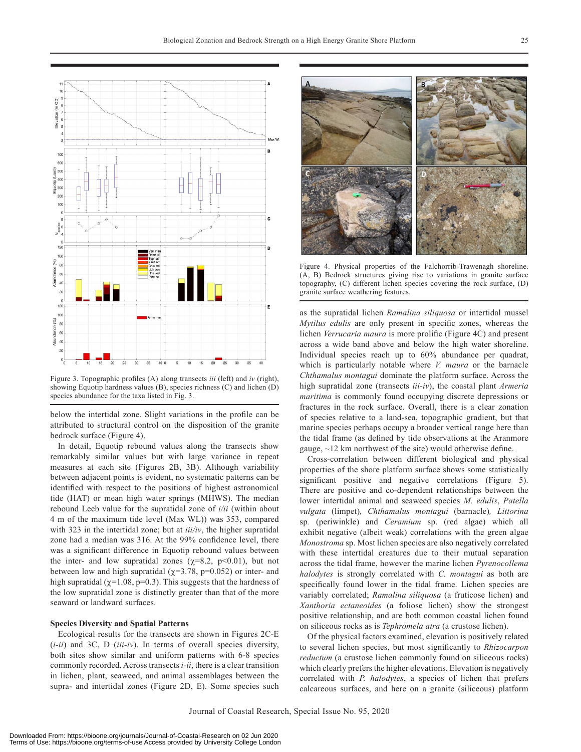Figure 3. Topographic profiles (A) along transects *iii* (left) and *iv* (right), showing Equotip hardness values (B), species richness (C) and lichen (D) species abundance for the taxa listed in Fig. 3.

Figure 4. Physical properties of the Falchorrib-Trawenagh shoreline. (A, B) Bedrock structures giving rise to variations in granite surface topography, (C) different lichen species covering the rock surface, (D) granite surface weathering features.

below the intertidal zone. Slight variations in the profile can be attributed to structural control on the disposition of the granite bedrock surface (Figure 4).

In detail, Equotip rebound values along the transects show remarkably similar values but with large variance in repeat measures at each site (Figures 2B, 3B). Although variability between adjacent points is evident, no systematic patterns can be identified with respect to the positions of highest astronomical tide (HAT) or mean high water springs (MHWS). The median rebound Leeb value for the supratidal zone of *i/ii* (within about 4 m of the maximum tide level (Max WL)) was 353, compared with 323 in the intertidal zone; but at *iii/iv*, the higher supratidal zone had a median was 316. At the 99% confidence level, there was a significant difference in Equotip rebound values between the inter- and low supratidal zones ($\chi$=8.2, $p<0.01$), but not between low and high supratidal ($\chi$=3.78, p=0.052) or inter- and high supratidal ($\chi$=1.08, p=0.3). This suggests that the hardness of the low supratidal zone is distinctly greater than that of the more seaward or landward surfaces.

### Species Diversity and Spatial Patterns

Ecological results for the transects are shown in Figures 2C-E (*i-ii*) and 3C, D (*iii-iv*). In terms of overall species diversity, both sites show similar and uniform patterns with 6-8 species commonly recorded. Across transects *i-ii*, there is a clear transition in lichen, plant, seaweed, and animal assemblages between the supra- and intertidal zones (Figure 2D, E). Some species such as the supratidal lichen *Ramalina siliquosa* or intertidal mussel *Mytilus edulis* are only present in specific zones, whereas the lichen *Verrucaria maura* is more prolific (Figure 4C) and present across a wide band above and below the high water shoreline. Individual species reach up to 60% abundance per quadrat, which is particularly notable where *V. maura* or the barnacle *Chthamalus montagui* dominate the platform surface. Across the high supratidal zone (transects *iii-iv*), the coastal plant *Armeria maritima* is commonly found occupying discrete depressions or fractures in the rock surface. Overall, there is a clear zonation of species relative to a land-sea, topographic gradient, but that marine species perhaps occupy a broader vertical range here than the tidal frame (as defined by tide observations at the Aranmore gauge, ~12 km northwest of the site) would otherwise define.

Cross-correlation between different biological and physical properties of the shore platform surface shows some statistically significant positive and negative correlations (Figure 5). There are positive and co-dependent relationships between the lower intertidal animal and seaweed species *M. edulis*, *Patella vulgata* (limpet), *Chthamalus montagui* (barnacle), *Littorina* sp. (periwinkle) and *Ceramium* sp. (red algae) which all exhibit negative (albeit weak) correlations with the green algae *Monostroma* sp. Most lichen species are also negatively correlated with these intertidal creatures due to their mutual separation across the tidal frame, however the marine lichen *Pyrenocollema halodytes* is strongly correlated with *C. montagui* as both are specifically found lower in the tidal frame. Lichen species are variably correlated; *Ramalina siliquosa* (a fruticose lichen) and *Xanthoria ectaneoides* (a foliose lichen) show the strongest positive relationship, and are both common coastal lichen found on siliceous rocks as is *Tephromela atra* (a crustose lichen).

Of the physical factors examined, elevation is positively related to several lichen species, but most significantly to *Rhizocarpon reductum* (a crustose lichen commonly found on siliceous rocks) which clearly prefers the higher elevations. Elevation is negatively correlated with *P. halodytes*, a species of lichen that prefers calcareous surfaces, and here on a granite (siliceous) platform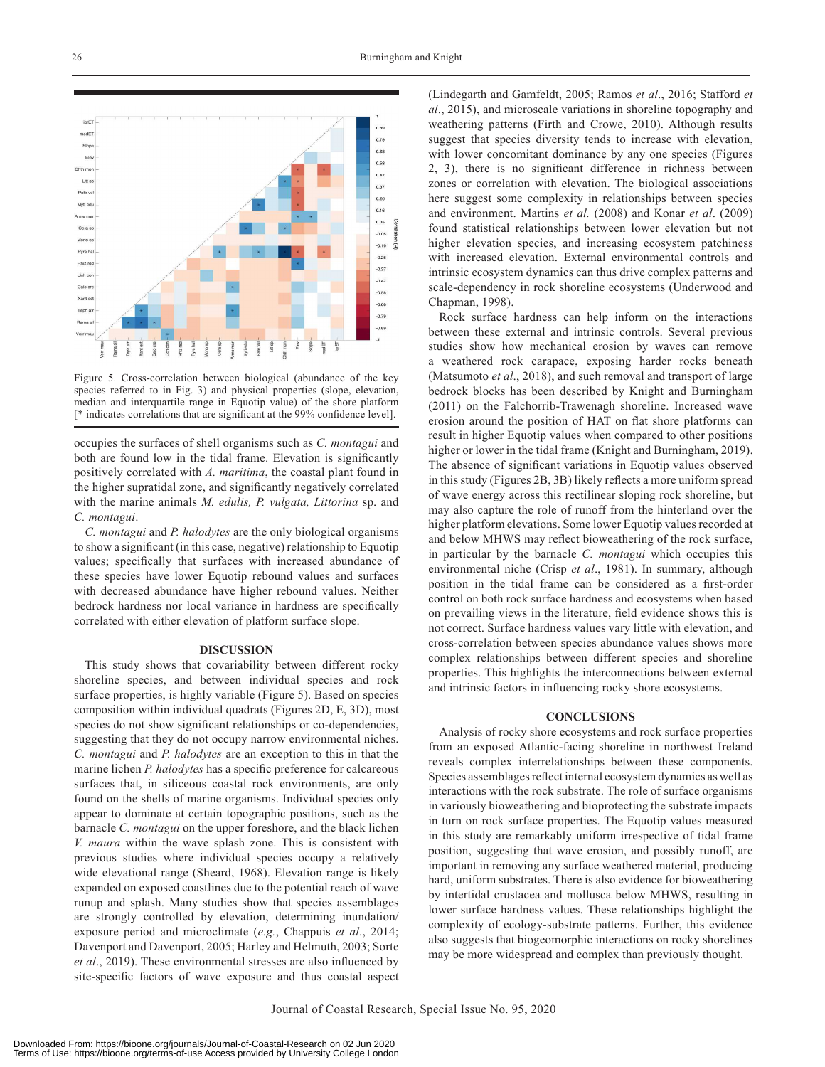Figure 5. Cross-correlation between biological (abundance of the key species referred to in Fig. 3) and physical properties (slope, elevation, median and interquartile range in Equotip value) of the shore platform [* indicates correlations that are significant at the 99% confidence level].

occupies the surfaces of shell organisms such as *C. montagui* and both are found low in the tidal frame. Elevation is significantly positively correlated with *A. maritima*, the coastal plant found in the higher supratidal zone, and significantly negatively correlated with the marine animals *M. edulis, P. vulgata, Littorina* sp. and *C. montagui*.

*C. montagui* and *P. halodytes* are the only biological organisms to show a significant (in this case, negative) relationship to Equotip values; specifically that surfaces with increased abundance of these species have lower Equotip rebound values and surfaces with decreased abundance have higher rebound values. Neither bedrock hardness nor local variance in hardness are specifically correlated with either elevation of platform surface slope.

## DISCUSSION

This study shows that covariability between different rocky shoreline species, and between individual species and rock surface properties, is highly variable (Figure 5). Based on species composition within individual quadrats (Figures 2D, E, 3D), most species do not show significant relationships or co-dependencies, suggesting that they do not occupy narrow environmental niches. *C. montagui* and *P. halodytes* are an exception to this in that the marine lichen *P. halodytes* has a specific preference for calcareous surfaces that, in siliceous coastal rock environments, are only found on the shells of marine organisms. Individual species only appear to dominate at certain topographic positions, such as the barnacle *C. montagui* on the upper foreshore, and the black lichen *V. maura* within the wave splash zone. This is consistent with previous studies where individual species occupy a relatively wide elevational range (Sheard, 1968). Elevation range is likely expanded on exposed coastlines due to the potential reach of wave runup and splash. Many studies show that species assemblages are strongly controlled by elevation, determining inundation/exposure period and microclimate (*e.g.*, Chappuis *et al*., 2014; Davenport and Davenport, 2005; Harley and Helmuth, 2003; Sorte *et al*., 2019). These environmental stresses are also influenced by site-specific factors of wave exposure and thus coastal aspect (Lindegarth and Gamfeldt, 2005; Ramos *et al*., 2016; Stafford *et al*., 2015), and microscale variations in shoreline topography and weathering patterns (Firth and Crowe, 2010). Although results suggest that species diversity tends to increase with elevation, with lower concomitant dominance by any one species (Figures 2, 3), there is no significant difference in richness between zones or correlation with elevation. The biological associations here suggest some complexity in relationships between species and environment. Martins *et al.* (2008) and Konar *et al*. (2009) found statistical relationships between lower elevation but not higher elevation species, and increasing ecosystem patchiness with increased elevation. External environmental controls and intrinsic ecosystem dynamics can thus drive complex patterns and scale-dependency in rock shoreline ecosystems (Underwood and Chapman, 1998).

Rock surface hardness can help inform on the interactions between these external and intrinsic controls. Several previous studies show how mechanical erosion by waves can remove a weathered rock carapace, exposing harder rocks beneath (Matsumoto *et al*., 2018), and such removal and transport of large bedrock blocks has been described by Knight and Burningham (2011) on the Falchorrib-Trawenagh shoreline. Increased wave erosion around the position of HAT on flat shore platforms can result in higher Equotip values when compared to other positions higher or lower in the tidal frame (Knight and Burningham, 2019). The absence of significant variations in Equotip values observed in this study (Figures 2B, 3B) likely reflects a more uniform spread of wave energy across this rectilinear sloping rock shoreline, but may also capture the role of runoff from the hinterland over the higher platform elevations. Some lower Equotip values recorded at and below MHWS may reflect bioweathering of the rock surface, in particular by the barnacle *C. montagui* which occupies this environmental niche (Crisp *et al*., 1981). In summary, although position in the tidal frame can be considered as a first-order control on both rock surface hardness and ecosystems when based on prevailing views in the literature, field evidence shows this is not correct. Surface hardness values vary little with elevation, and cross-correlation between species abundance values shows more complex relationships between different species and shoreline properties. This highlights the interconnections between external and intrinsic factors in influencing rocky shore ecosystems.

## CONCLUSIONS

Analysis of rocky shore ecosystems and rock surface properties from an exposed Atlantic-facing shoreline in northwest Ireland reveals complex interrelationships between these components. Species assemblages reflect internal ecosystem dynamics as well as interactions with the rock substrate. The role of surface organisms in variously bioweathering and bioprotecting the substrate impacts in turn on rock surface properties. The Equotip values measured in this study are remarkably uniform irrespective of tidal frame position, suggesting that wave erosion, and possibly runoff, are important in removing any surface weathered material, producing hard, uniform substrates. There is also evidence for bioweathering by intertidal crustacea and mollusca below MHWS, resulting in lower surface hardness values. These relationships highlight the complexity of ecology-substrate patterns. Further, this evidence also suggests that biogeomorphic interactions on rocky shorelines may be more widespread and complex than previously thought.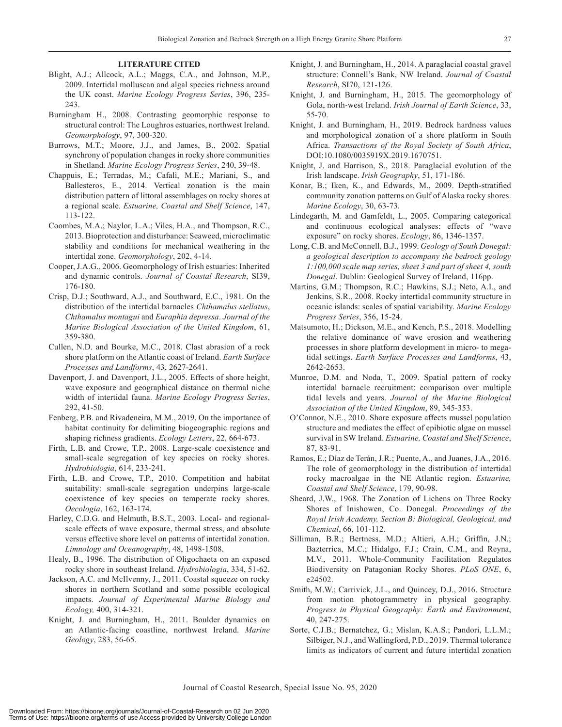## LITERATURE CITED

Blight, A.J.; Allcock, A.L.; Maggs, C.A., and Johnson, M.P., 2009. Intertidal molluscan and algal species richness around the UK coast. *Marine Ecology Progress Series*, 396, 235-243.

Burningham H., 2008. Contrasting geomorphic response to structural control: The Loughros estuaries, northwest Ireland. *Geomorphology*, 97, 300-320.

Burrows, M.T.; Moore, J.J., and James, B., 2002. Spatial synchrony of population changes in rocky shore communities in Shetland. *Marine Ecology Progress Series*, 240, 39-48.

Chappuis, E.; Terradas, M.; Cafalì, M.E.; Mariani, S., and Ballesteros, E., 2014. Vertical zonation is the main distribution pattern of littoral assemblages on rocky shores at a regional scale. *Estuarine, Coastal and Shelf Science*, 147, 113-122.

Coombes, M.A.; Naylor, L.A.; Viles, H.A., and Thompson, R.C., 2013. Bioprotection and disturbance: Seaweed, microclimatic stability and conditions for mechanical weathering in the intertidal zone. *Geomorphology*, 202, 4-14.

Cooper, J.A.G., 2006. Geomorphology of Irish estuaries: Inherited and dynamic controls. *Journal of Coastal Research*, SI39, 176-180.

Crisp, D.J.; Southward, A.J., and Southward, E.C., 1981. On the distribution of the intertidal barnacles *Chthamalus stellatus*, *Chthamalus montagui* and *Euraphia depressa*. *Journal of the Marine Biological Association of the United Kingdom*, 61, 359-380.

Cullen, N.D. and Bourke, M.C., 2018. Clast abrasion of a rock shore platform on the Atlantic coast of Ireland. *Earth Surface Processes and Landforms*, 43, 2627-2641.

Davenport, J. and Davenport, J.L., 2005. Effects of shore height, wave exposure and geographical distance on thermal niche width of intertidal fauna. *Marine Ecology Progress Series*, 292, 41-50.

Fenberg, P.B. and Rivadeneira, M.M., 2019. On the importance of habitat continuity for delimiting biogeographic regions and shaping richness gradients. *Ecology Letters*, 22, 664-673.

Firth, L.B. and Crowe, T.P., 2008. Large-scale coexistence and small-scale segregation of key species on rocky shores. *Hydrobiologia*, 614, 233-241.

Firth, L.B. and Crowe, T.P., 2010. Competition and habitat suitability: small-scale segregation underpins large-scale coexistence of key species on temperate rocky shores. *Oecologia*, 162, 163-174.

Harley, C.D.G. and Helmuth, B.S.T., 2003. Local- and regional-scale effects of wave exposure, thermal stress, and absolute versus effective shore level on patterns of intertidal zonation. *Limnology and Oceanography*, 48, 1498-1508.

Healy, B., 1996. The distribution of Oligochaeta on an exposed rocky shore in southeast Ireland. *Hydrobiologia*, 334, 51-62.

Jackson, A.C. and McIlvenny, J., 2011. Coastal squeeze on rocky shores in northern Scotland and some possible ecological impacts. *Journal of Experimental Marine Biology and Ecology,* 400, 314-321.

Knight, J. and Burningham, H., 2011. Boulder dynamics on an Atlantic-facing coastline, northwest Ireland. *Marine Geology*, 283, 56-65.

Knight, J. and Burningham, H., 2014. A paraglacial coastal gravel structure: Connell's Bank, NW Ireland. *Journal of Coastal Research*, SI70, 121-126.

Knight, J. and Burningham, H., 2015. The geomorphology of Gola, north-west Ireland. *Irish Journal of Earth Science*, 33, 55-70.

Knight, J. and Burningham, H., 2019. Bedrock hardness values and morphological zonation of a shore platform in South Africa. *Transactions of the Royal Society of South Africa*, DOI:10.1080/0035919X.2019.1670751.

Knight, J. and Harrison, S., 2018. Paraglacial evolution of the Irish landscape. *Irish Geography*, 51, 171-186.

Konar, B.; Iken, K., and Edwards, M., 2009. Depth-stratified community zonation patterns on Gulf of Alaska rocky shores. *Marine Ecology*, 30, 63-73.

Lindegarth, M. and Gamfeldt, L., 2005. Comparing categorical and continuous ecological analyses: effects of "wave exposure" on rocky shores. *Ecology*, 86, 1346-1357.

Long, C.B. and McConnell, B.J., 1999. *Geology of South Donegal: a geological description to accompany the bedrock geology 1:100,000 scale map series, sheet 3 and part of sheet 4, south Donegal*. Dublin: Geological Survey of Ireland, 116pp.

Martins, G.M.; Thompson, R.C.; Hawkins, S.J.; Neto, A.I., and Jenkins, S.R., 2008. Rocky intertidal community structure in oceanic islands: scales of spatial variability. *Marine Ecology Progress Series*, 356, 15-24.

Matsumoto, H.; Dickson, M.E., and Kench, P.S., 2018. Modelling the relative dominance of wave erosion and weathering processes in shore platform development in micro- to mega-tidal settings. *Earth Surface Processes and Landforms*, 43, 2642-2653.

Munroe, D.M. and Noda, T., 2009. Spatial pattern of rocky intertidal barnacle recruitment: comparison over multiple tidal levels and years. *Journal of the Marine Biological Association of the United Kingdom*, 89, 345-353.

O'Connor, N.E., 2010. Shore exposure affects mussel population structure and mediates the effect of epibiotic algae on mussel survival in SW Ireland. *Estuarine, Coastal and Shelf Science*, 87, 83-91.

Ramos, E.; Díaz de Terán, J.R.; Puente, A., and Juanes, J.A., 2016. The role of geomorphology in the distribution of intertidal rocky macroalgae in the NE Atlantic region. *Estuarine, Coastal and Shelf Science*, 179, 90-98.

Sheard, J.W., 1968. The Zonation of Lichens on Three Rocky Shores of Inishowen, Co. Donegal. *Proceedings of the Royal Irish Academy, Section B: Biological, Geological, and Chemical*, 66, 101-112.

Silliman, B.R.; Bertness, M.D.; Altieri, A.H.; Griffin, J.N.; Bazterrica, M.C.; Hidalgo, F.J.; Crain, C.M., and Reyna, M.V., 2011. Whole-Community Facilitation Regulates Biodiversity on Patagonian Rocky Shores. *PLoS ONE*, 6, e24502.

Smith, M.W.; Carrivick, J.L., and Quincey, D.J., 2016. Structure from motion photogrammetry in physical geography. *Progress in Physical Geography: Earth and Environment*, 40, 247-275.

Sorte, C.J.B.; Bernatchez, G.; Mislan, K.A.S.; Pandori, L.L.M.; Silbiger, N.J., and Wallingford, P.D., 2019. Thermal tolerance limits as indicators of current and future intertidal zonation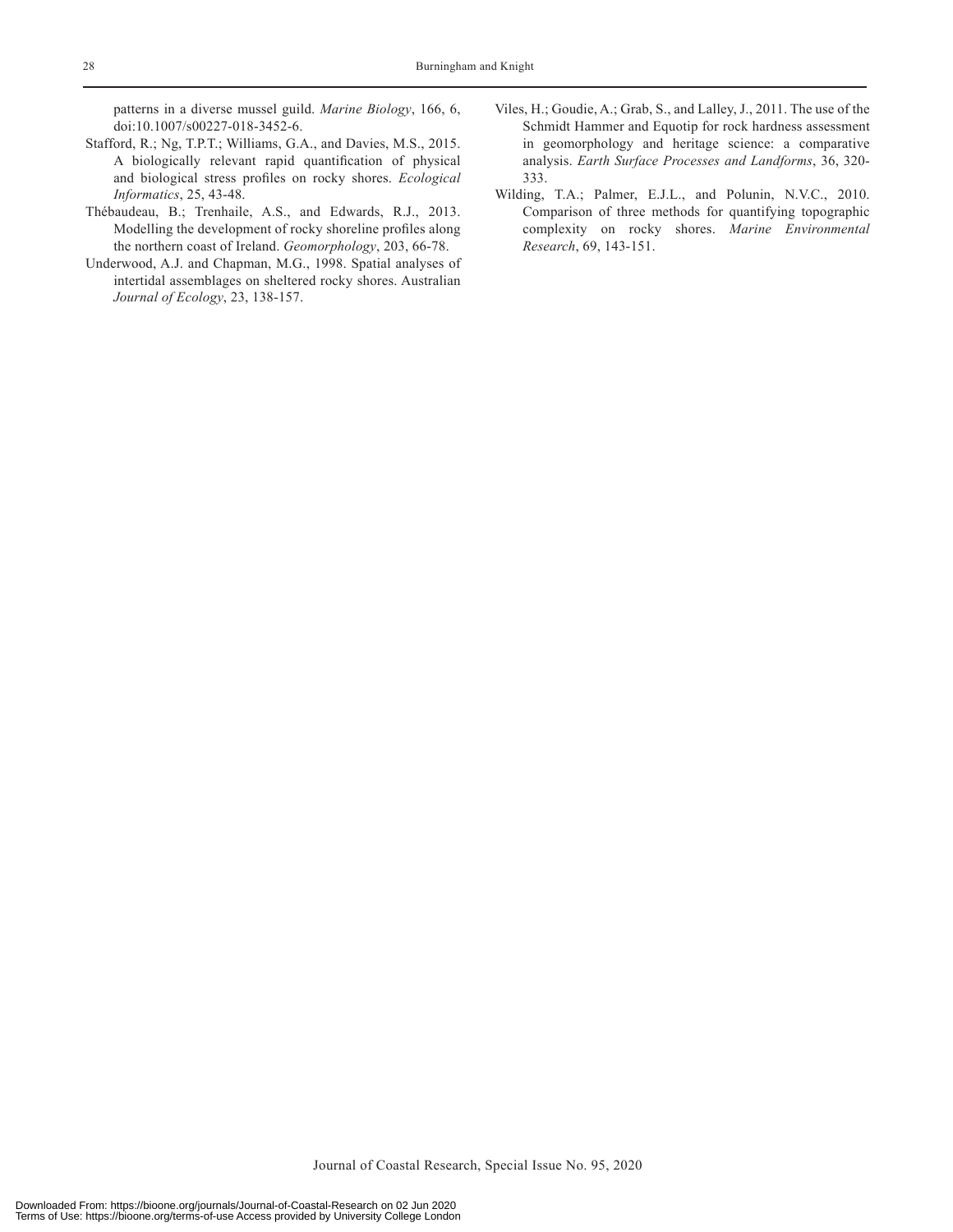patterns in a diverse mussel guild. *Marine Biology*, 166, 6, doi:10.1007/s00227-018-3452-6.

Stafford, R.; Ng, T.P.T.; Williams, G.A., and Davies, M.S., 2015. A biologically relevant rapid quantification of physical and biological stress profiles on rocky shores. *Ecological Informatics*, 25, 43-48.

Thébaudeau, B.; Trenhaile, A.S., and Edwards, R.J., 2013. Modelling the development of rocky shoreline profiles along the northern coast of Ireland. *Geomorphology*, 203, 66-78.

Underwood, A.J. and Chapman, M.G., 1998. Spatial analyses of intertidal assemblages on sheltered rocky shores. Australian *Journal of Ecology*, 23, 138-157.

Viles, H.; Goudie, A.; Grab, S., and Lalley, J., 2011. The use of the Schmidt Hammer and Equotip for rock hardness assessment in geomorphology and heritage science: a comparative analysis. *Earth Surface Processes and Landforms*, 36, 320-333.

Wilding, T.A.; Palmer, E.J.L., and Polunin, N.V.C., 2010. Comparison of three methods for quantifying topographic complexity on rocky shores. *Marine Environmental Research*, 69, 143-151.

Downloaded From: https://bioone.org/journals/Journal-of-Coastal-Research on 02 Jun 2020
Terms of Use: https://bioone.org/terms-of-use Access provided by University College London